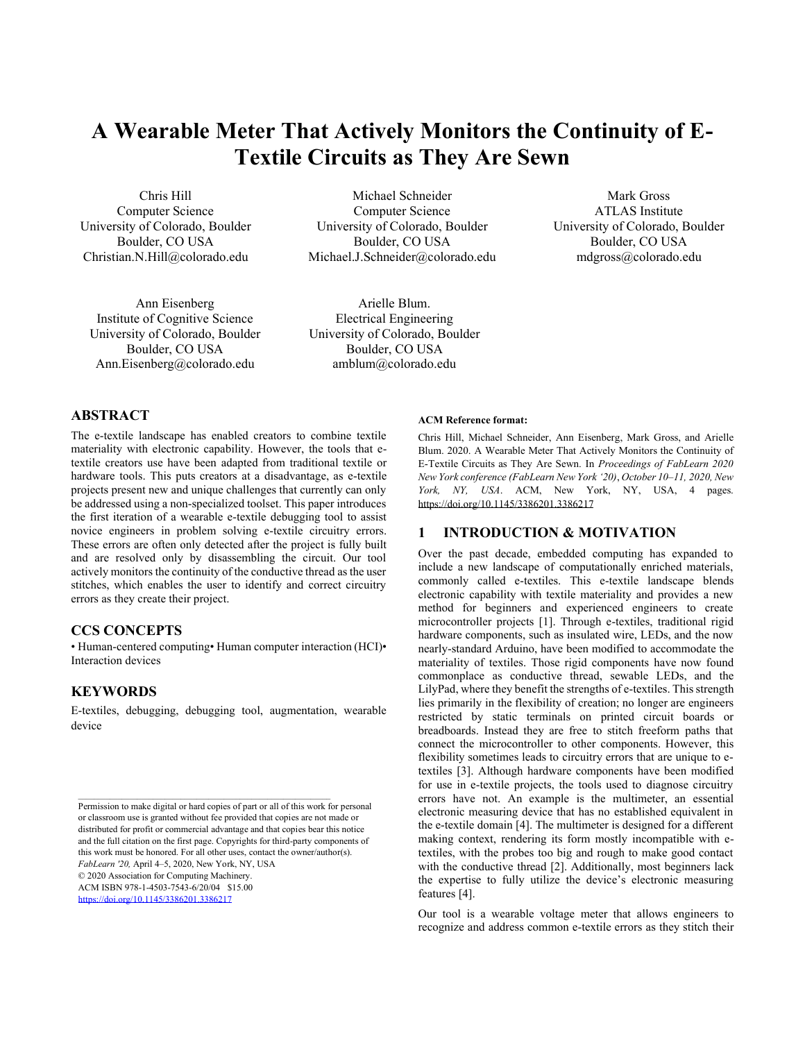# A Wearable Meter That Actively Monitors the Continuity of E-Textile Circuits as They Are Sewn

Chris Hill
Computer Science
University of Colorado, Boulder
Boulder, CO USA
Christian.N.Hill@colorado.edu

Michael Schneider
Computer Science
University of Colorado, Boulder
Boulder, CO USA
Michael.J.Schneider@colorado.edu

Mark Gross
ATLAS Institute
University of Colorado, Boulder
Boulder, CO USA
mdgross@colorado.edu

Ann Eisenberg
Institute of Cognitive Science
University of Colorado, Boulder
Boulder, CO USA
Ann.Eisenberg@colorado.edu

Arielle Blum.
Electrical Engineering
University of Colorado, Boulder
Boulder, CO USA
amblum@colorado.edu

## ABSTRACT

The e-textile landscape has enabled creators to combine textile materiality with electronic capability. However, the tools that e-textile creators use have been adapted from traditional textile or hardware tools. This puts creators at a disadvantage, as e-textile projects present new and unique challenges that currently can only be addressed using a non-specialized toolset. This paper introduces the first iteration of a wearable e-textile debugging tool to assist novice engineers in problem solving e-textile circuitry errors. These errors are often only detected after the project is fully built and are resolved only by disassembling the circuit. Our tool actively monitors the continuity of the conductive thread as the user stitches, which enables the user to identify and correct circuitry errors as they create their project.

## CCS CONCEPTS

• Human-centered computing• Human computer interaction (HCI)• Interaction devices

## KEYWORDS

E-textiles, debugging, debugging tool, augmentation, wearable device

Permission to make digital or hard copies of part or all of this work for personal or classroom use is granted without fee provided that copies are not made or distributed for profit or commercial advantage and that copies bear this notice and the full citation on the first page. Copyrights for third-party components of this work must be honored. For all other uses, contact the owner/author(s).
*FabLearn '20,* April 4–5, 2020, New York, NY, USA
© 2020 Association for Computing Machinery.
ACM ISBN 978-1-4503-7543-6/20/04 $15.00
https://doi.org/10.1145/3386201.3386217

**ACM Reference format:**

Chris Hill, Michael Schneider, Ann Eisenberg, Mark Gross, and Arielle Blum. 2020. A Wearable Meter That Actively Monitors the Continuity of E-Textile Circuits as They Are Sewn. In *Proceedings of FabLearn 2020 New York conference (FabLearn New York '20)*, *October 10–11, 2020, New York, NY, USA*. ACM, New York, NY, USA, 4 pages. https://doi.org/10.1145/3386201.3386217

## 1 INTRODUCTION & MOTIVATION

Over the past decade, embedded computing has expanded to include a new landscape of computationally enriched materials, commonly called e-textiles. This e-textile landscape blends electronic capability with textile materiality and provides a new method for beginners and experienced engineers to create microcontroller projects [1]. Through e-textiles, traditional rigid hardware components, such as insulated wire, LEDs, and the now nearly-standard Arduino, have been modified to accommodate the materiality of textiles. Those rigid components have now found commonplace as conductive thread, sewable LEDs, and the LilyPad, where they benefit the strengths of e-textiles. This strength lies primarily in the flexibility of creation; no longer are engineers restricted by static terminals on printed circuit boards or breadboards. Instead they are free to stitch freeform paths that connect the microcontroller to other components. However, this flexibility sometimes leads to circuitry errors that are unique to e-textiles [3]. Although hardware components have been modified for use in e-textile projects, the tools used to diagnose circuitry errors have not. An example is the multimeter, an essential electronic measuring device that has no established equivalent in the e-textile domain [4]. The multimeter is designed for a different making context, rendering its form mostly incompatible with e-textiles, with the probes too big and rough to make good contact with the conductive thread [2]. Additionally, most beginners lack the expertise to fully utilize the device's electronic measuring features [4].

Our tool is a wearable voltage meter that allows engineers to recognize and address common e-textile errors as they stitch their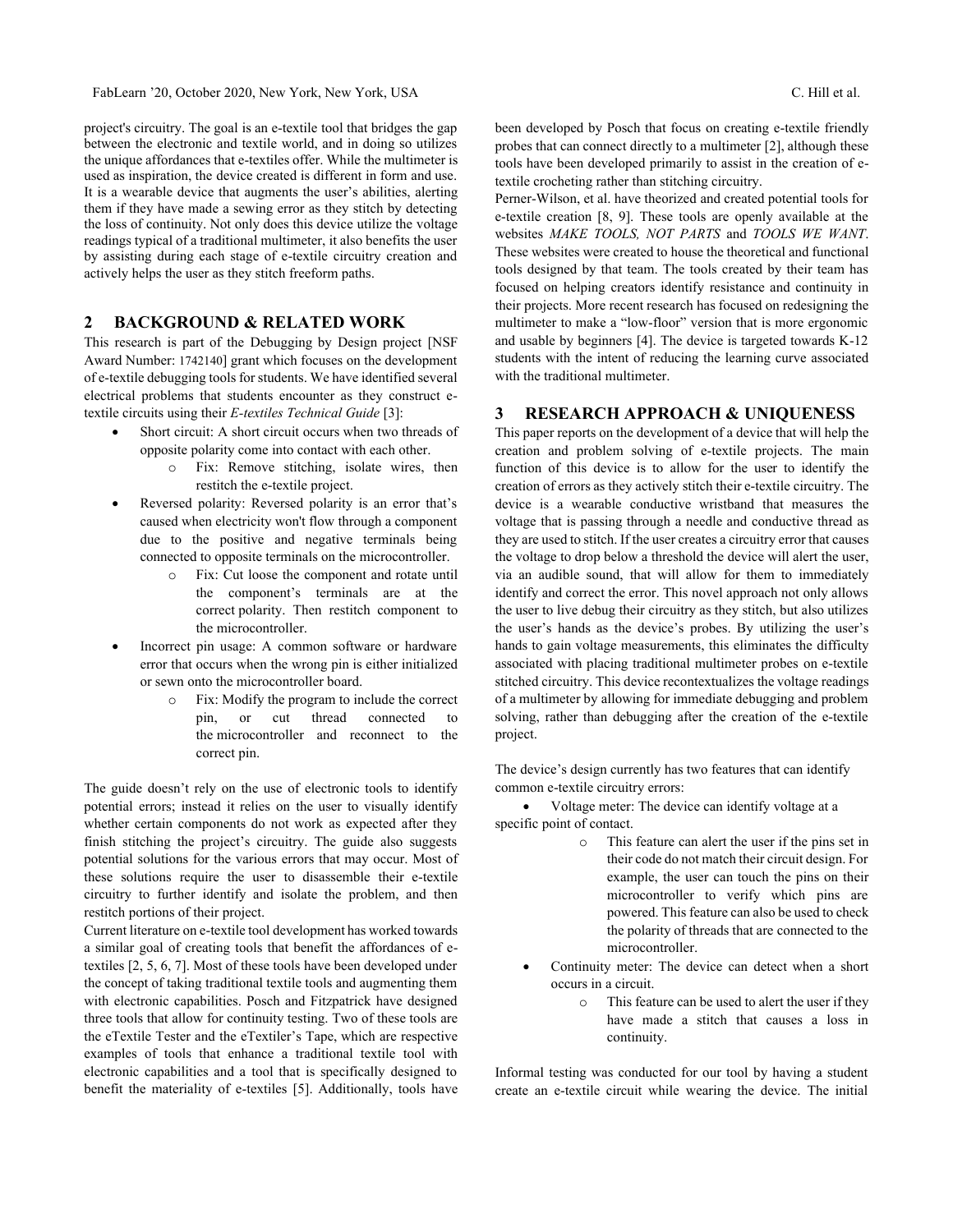project's circuitry. The goal is an e-textile tool that bridges the gap between the electronic and textile world, and in doing so utilizes the unique affordances that e-textiles offer. While the multimeter is used as inspiration, the device created is different in form and use. It is a wearable device that augments the user's abilities, alerting them if they have made a sewing error as they stitch by detecting the loss of continuity. Not only does this device utilize the voltage readings typical of a traditional multimeter, it also benefits the user by assisting during each stage of e-textile circuitry creation and actively helps the user as they stitch freeform paths.

## 2 BACKGROUND & RELATED WORK

This research is part of the Debugging by Design project [NSF Award Number: 1742140] grant which focuses on the development of e-textile debugging tools for students. We have identified several electrical problems that students encounter as they construct e-textile circuits using their *E-textiles Technical Guide* [3]:

- Short circuit: A short circuit occurs when two threads of opposite polarity come into contact with each other.
  - Fix: Remove stitching, isolate wires, then restitch the e-textile project.
- Reversed polarity: Reversed polarity is an error that's caused when electricity won't flow through a component due to the positive and negative terminals being connected to opposite terminals on the microcontroller.
  - Fix: Cut loose the component and rotate until the component's terminals are at the correct polarity. Then restitch component to the microcontroller.
- Incorrect pin usage: A common software or hardware error that occurs when the wrong pin is either initialized or sewn onto the microcontroller board.
  - Fix: Modify the program to include the correct pin, or cut thread connected to the microcontroller and reconnect to the correct pin.

The guide doesn't rely on the use of electronic tools to identify potential errors; instead it relies on the user to visually identify whether certain components do not work as expected after they finish stitching the project's circuitry. The guide also suggests potential solutions for the various errors that may occur. Most of these solutions require the user to disassemble their e-textile circuitry to further identify and isolate the problem, and then restitch portions of their project.

Current literature on e-textile tool development has worked towards a similar goal of creating tools that benefit the affordances of e-textiles [2, 5, 6, 7]. Most of these tools have been developed under the concept of taking traditional textile tools and augmenting them with electronic capabilities. Posch and Fitzpatrick have designed three tools that allow for continuity testing. Two of these tools are the eTextile Tester and the eTextiler's Tape, which are respective examples of tools that enhance a traditional textile tool with electronic capabilities and a tool that is specifically designed to benefit the materiality of e-textiles [5]. Additionally, tools have been developed by Posch that focus on creating e-textile friendly probes that can connect directly to a multimeter [2], although these tools have been developed primarily to assist in the creation of e-textile crocheting rather than stitching circuitry.

Perner-Wilson, et al. have theorized and created potential tools for e-textile creation [8, 9]. These tools are openly available at the websites *MAKE TOOLS, NOT PARTS* and *TOOLS WE WANT*. These websites were created to house the theoretical and functional tools designed by that team. The tools created by their team has focused on helping creators identify resistance and continuity in their projects. More recent research has focused on redesigning the multimeter to make a "low-floor" version that is more ergonomic and usable by beginners [4]. The device is targeted towards K-12 students with the intent of reducing the learning curve associated with the traditional multimeter.

## 3 RESEARCH APPROACH & UNIQUENESS

This paper reports on the development of a device that will help the creation and problem solving of e-textile projects. The main function of this device is to allow for the user to identify the creation of errors as they actively stitch their e-textile circuitry. The device is a wearable conductive wristband that measures the voltage that is passing through a needle and conductive thread as they are used to stitch. If the user creates a circuitry error that causes the voltage to drop below a threshold the device will alert the user, via an audible sound, that will allow for them to immediately identify and correct the error. This novel approach not only allows the user to live debug their circuitry as they stitch, but also utilizes the user's hands as the device's probes. By utilizing the user's hands to gain voltage measurements, this eliminates the difficulty associated with placing traditional multimeter probes on e-textile stitched circuitry. This device recontextualizes the voltage readings of a multimeter by allowing for immediate debugging and problem solving, rather than debugging after the creation of the e-textile project.

The device's design currently has two features that can identify common e-textile circuitry errors:

- Voltage meter: The device can identify voltage at a specific point of contact.
  - This feature can alert the user if the pins set in their code do not match their circuit design. For example, the user can touch the pins on their microcontroller to verify which pins are powered. This feature can also be used to check the polarity of threads that are connected to the microcontroller.
- Continuity meter: The device can detect when a short occurs in a circuit.
  - This feature can be used to alert the user if they have made a stitch that causes a loss in continuity.

Informal testing was conducted for our tool by having a student create an e-textile circuit while wearing the device. The initial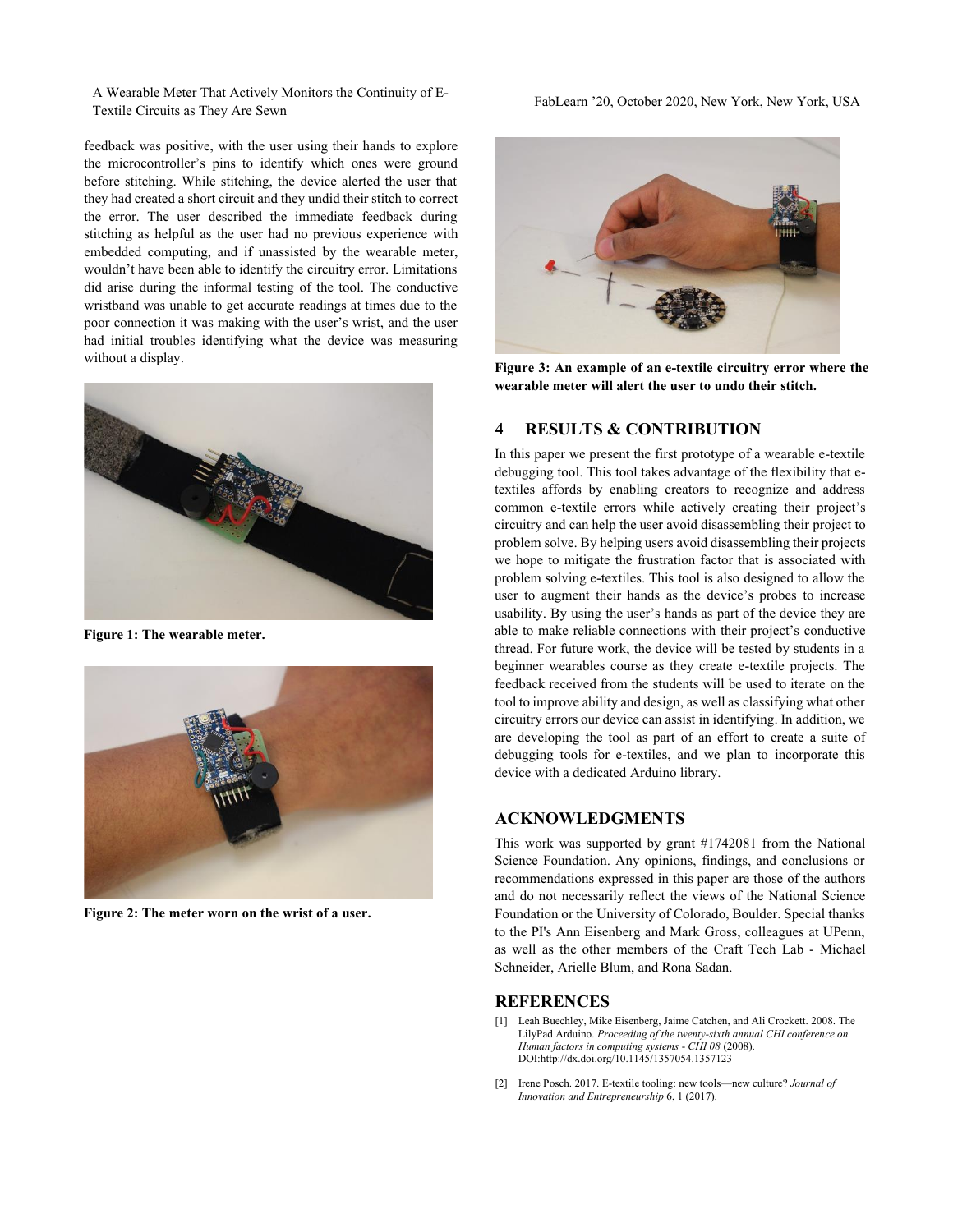feedback was positive, with the user using their hands to explore the microcontroller's pins to identify which ones were ground before stitching. While stitching, the device alerted the user that they had created a short circuit and they undid their stitch to correct the error. The user described the immediate feedback during stitching as helpful as the user had no previous experience with embedded computing, and if unassisted by the wearable meter, wouldn't have been able to identify the circuitry error. Limitations did arise during the informal testing of the tool. The conductive wristband was unable to get accurate readings at times due to the poor connection it was making with the user's wrist, and the user had initial troubles identifying what the device was measuring without a display.

**Figure 1: The wearable meter.**

**Figure 2: The meter worn on the wrist of a user.**

**Figure 3: An example of an e-textile circuitry error where the wearable meter will alert the user to undo their stitch.**

## 4 RESULTS & CONTRIBUTION

In this paper we present the first prototype of a wearable e-textile debugging tool. This tool takes advantage of the flexibility that e-textiles affords by enabling creators to recognize and address common e-textile errors while actively creating their project's circuitry and can help the user avoid disassembling their project to problem solve. By helping users avoid disassembling their projects we hope to mitigate the frustration factor that is associated with problem solving e-textiles. This tool is also designed to allow the user to augment their hands as the device's probes to increase usability. By using the user's hands as part of the device they are able to make reliable connections with their project's conductive thread. For future work, the device will be tested by students in a beginner wearables course as they create e-textile projects. The feedback received from the students will be used to iterate on the tool to improve ability and design, as well as classifying what other circuitry errors our device can assist in identifying. In addition, we are developing the tool as part of an effort to create a suite of debugging tools for e-textiles, and we plan to incorporate this device with a dedicated Arduino library.

## ACKNOWLEDGMENTS

This work was supported by grant #1742081 from the National Science Foundation. Any opinions, findings, and conclusions or recommendations expressed in this paper are those of the authors and do not necessarily reflect the views of the National Science Foundation or the University of Colorado, Boulder. Special thanks to the PI's Ann Eisenberg and Mark Gross, colleagues at UPenn, as well as the other members of the Craft Tech Lab - Michael Schneider, Arielle Blum, and Rona Sadan.

## REFERENCES

[1] Leah Buechley, Mike Eisenberg, Jaime Catchen, and Ali Crockett. 2008. The LilyPad Arduino. *Proceeding of the twenty-sixth annual CHI conference on Human factors in computing systems - CHI 08* (2008). DOI:http://dx.doi.org/10.1145/1357054.1357123

[2] Irene Posch. 2017. E-textile tooling: new tools—new culture? *Journal of Innovation and Entrepreneurship* 6, 1 (2017).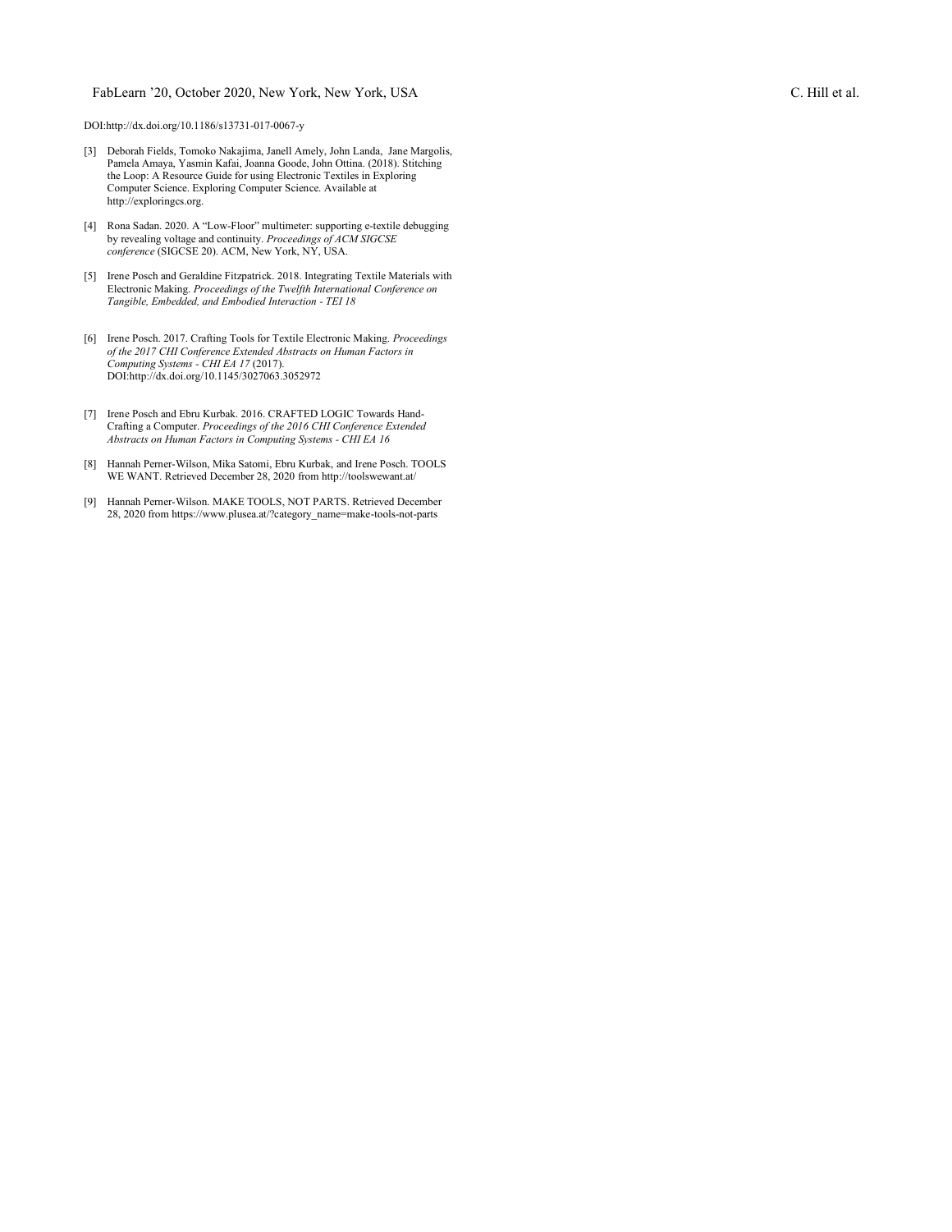DOI:http://dx.doi.org/10.1186/s13731-017-0067-y

[3] Deborah Fields, Tomoko Nakajima, Janell Amely, John Landa, Jane Margolis, Pamela Amaya, Yasmin Kafai, Joanna Goode, John Ottina. (2018). Stitching the Loop: A Resource Guide for using Electronic Textiles in Exploring Computer Science. Exploring Computer Science. Available at http://exploringcs.org.

[4] Rona Sadan. 2020. A "Low-Floor" multimeter: supporting e-textile debugging by revealing voltage and continuity. *Proceedings of ACM SIGCSE conference* (SIGCSE 20). ACM, New York, NY, USA.

[5] Irene Posch and Geraldine Fitzpatrick. 2018. Integrating Textile Materials with Electronic Making. *Proceedings of the Twelfth International Conference on Tangible, Embedded, and Embodied Interaction - TEI 18*

[6] Irene Posch. 2017. Crafting Tools for Textile Electronic Making. *Proceedings of the 2017 CHI Conference Extended Abstracts on Human Factors in Computing Systems - CHI EA 17* (2017). DOI:http://dx.doi.org/10.1145/3027063.3052972

[7] Irene Posch and Ebru Kurbak. 2016. CRAFTED LOGIC Towards Hand-Crafting a Computer. *Proceedings of the 2016 CHI Conference Extended Abstracts on Human Factors in Computing Systems - CHI EA 16*

[8] Hannah Perner-Wilson, Mika Satomi, Ebru Kurbak, and Irene Posch. TOOLS WE WANT. Retrieved December 28, 2020 from http://toolswewant.at/

[9] Hannah Perner-Wilson. MAKE TOOLS, NOT PARTS. Retrieved December 28, 2020 from https://www.plusea.at/?category_name=make-tools-not-parts